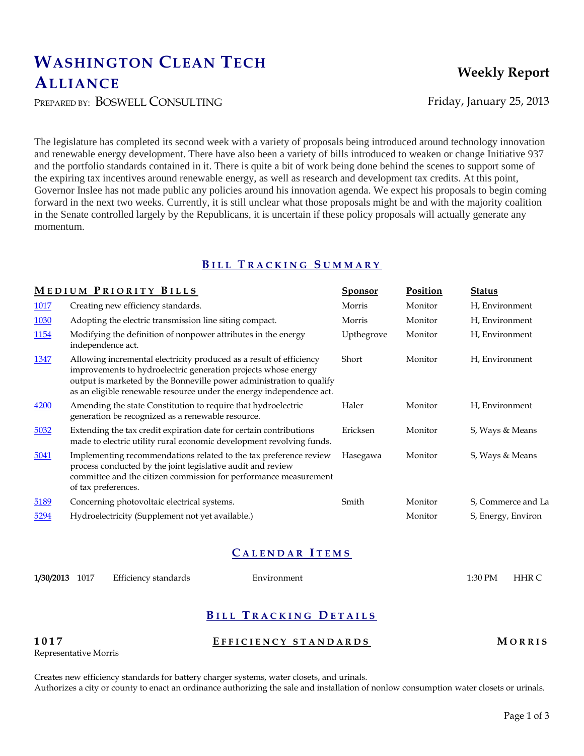# WASHINGTON CLEAN TECH ALLIANCE

PREPARED BY: BOSWELL CONSULTING

**Weekly Report**

Friday, January 25, 2013

The legislature has completed its second week with a variety of proposals being introduced around technology innovation and renewable energy development. There have also been a variety of bills introduced to weaken or change Initiative 937 and the portfolio standards contained in it. There is quite a bit of work being done behind the scenes to support some of the expiring tax incentives around renewable energy, as well as research and development tax credits. At this point, Governor Inslee has not made public any policies around his innovation agenda. We expect his proposals to begin coming forward in the next two weeks. Currently, it is still unclear what those proposals might be and with the majority coalition in the Senate controlled largely by the Republicans, it is uncertain if these policy proposals will actually generate any momentum.

## BILL TRACKING SUMMARY

### MEDIUM PRIORITY BILLS

| Bill | Description | Sponsor | Position | Status |
|---|---|---|---|---|
| 1017 | Creating new efficiency standards. | Morris | Monitor | H, Environment |
| 1030 | Adopting the electric transmission line siting compact. | Morris | Monitor | H, Environment |
| 1154 | Modifying the definition of nonpower attributes in the energy independence act. | Upthegrove | Monitor | H, Environment |
| 1347 | Allowing incremental electricity produced as a result of efficiency improvements to hydroelectric generation projects whose energy output is marketed by the Bonneville power administration to qualify as an eligible renewable resource under the energy independence act. | Short | Monitor | H, Environment |
| 4200 | Amending the state Constitution to require that hydroelectric generation be recognized as a renewable resource. | Haler | Monitor | H, Environment |
| 5032 | Extending the tax credit expiration date for certain contributions made to electric utility rural economic development revolving funds. | Ericksen | Monitor | S, Ways & Means |
| 5041 | Implementing recommendations related to the tax preference review process conducted by the joint legislative audit and review committee and the citizen commission for performance measurement of tax preferences. | Hasegawa | Monitor | S, Ways & Means |
| 5189 | Concerning photovoltaic electrical systems. | Smith | Monitor | S, Commerce and La |
| 5294 | Hydroelectricity (Supplement not yet available.) | | Monitor | S, Energy, Environ |

## CALENDAR ITEMS

| Date | Bill | Title | Committee | Time | Location |
|---|---|---|---|---|---|
| **1/30/2013** | 1017 | Efficiency standards | Environment | 1:30 PM | HHR C |

## BILL TRACKING DETAILS

### 1017 — EFFICIENCY STANDARDS — MORRIS

Representative Morris

Creates new efficiency standards for battery charger systems, water closets, and urinals.
Authorizes a city or county to enact an ordinance authorizing the sale and installation of nonlow consumption water closets or urinals.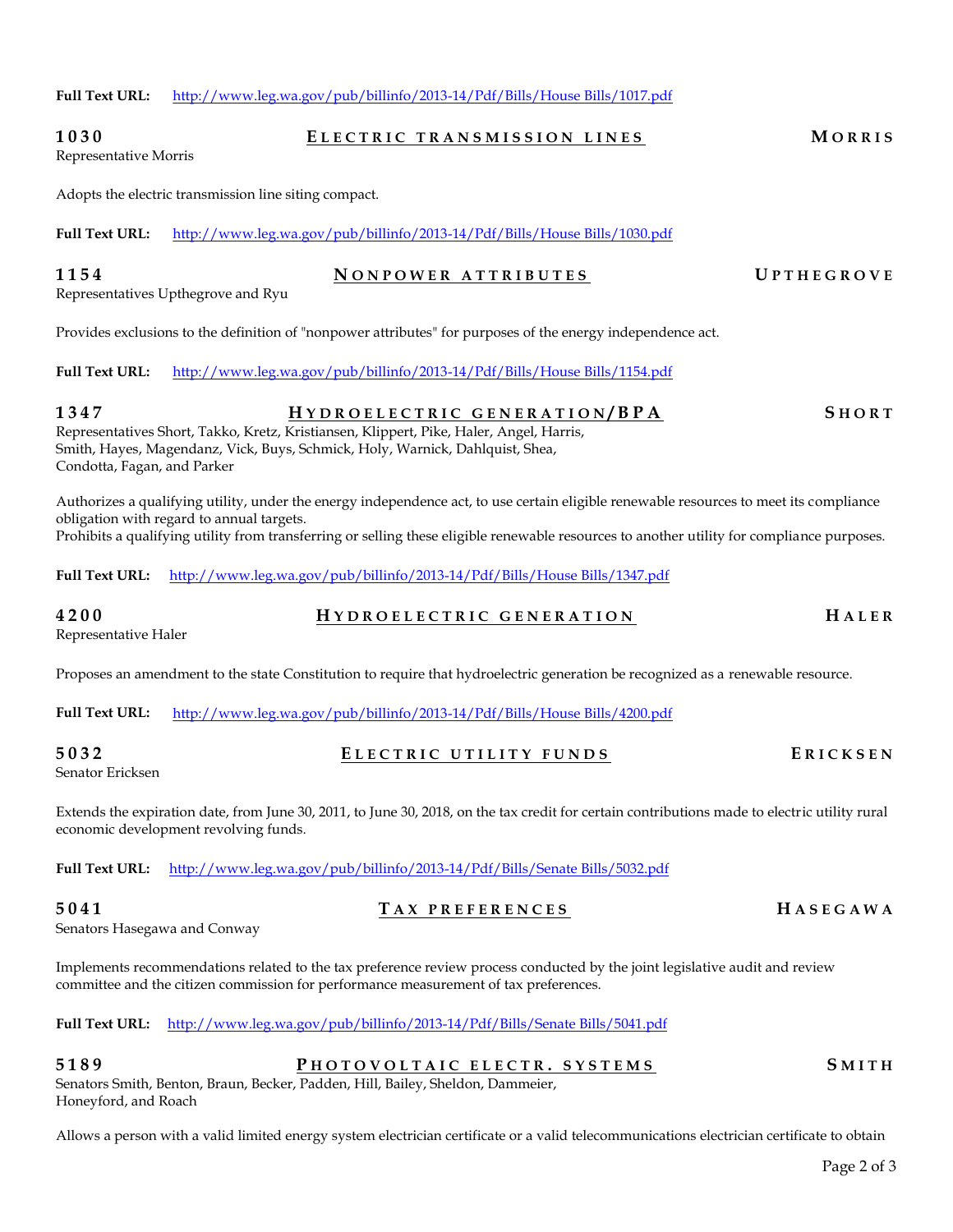**Full Text URL:** http://www.leg.wa.gov/pub/billinfo/2013-14/Pdf/Bills/House Bills/1017.pdf

### 1030 — Electric transmission lines — Morris

Representative Morris

Adopts the electric transmission line siting compact.

**Full Text URL:** http://www.leg.wa.gov/pub/billinfo/2013-14/Pdf/Bills/House Bills/1030.pdf

### 1154 — Nonpower attributes — Upthegrove

Representatives Upthegrove and Ryu

Provides exclusions to the definition of "nonpower attributes" for purposes of the energy independence act.

**Full Text URL:** http://www.leg.wa.gov/pub/billinfo/2013-14/Pdf/Bills/House Bills/1154.pdf

### 1347 — Hydroelectric generation/BPA — Short

Representatives Short, Takko, Kretz, Kristiansen, Klippert, Pike, Haler, Angel, Harris, Smith, Hayes, Magendanz, Vick, Buys, Schmick, Holy, Warnick, Dahlquist, Shea, Condotta, Fagan, and Parker

Authorizes a qualifying utility, under the energy independence act, to use certain eligible renewable resources to meet its compliance obligation with regard to annual targets.
Prohibits a qualifying utility from transferring or selling these eligible renewable resources to another utility for compliance purposes.

**Full Text URL:** http://www.leg.wa.gov/pub/billinfo/2013-14/Pdf/Bills/House Bills/1347.pdf

### 4200 — Hydroelectric generation — Haler

Representative Haler

Proposes an amendment to the state Constitution to require that hydroelectric generation be recognized as a renewable resource.

**Full Text URL:** http://www.leg.wa.gov/pub/billinfo/2013-14/Pdf/Bills/House Bills/4200.pdf

### 5032 — Electric utility funds — Ericksen

Senator Ericksen

Extends the expiration date, from June 30, 2011, to June 30, 2018, on the tax credit for certain contributions made to electric utility rural economic development revolving funds.

**Full Text URL:** http://www.leg.wa.gov/pub/billinfo/2013-14/Pdf/Bills/Senate Bills/5032.pdf

### 5041 — Tax preferences — Hasegawa

Senators Hasegawa and Conway

Implements recommendations related to the tax preference review process conducted by the joint legislative audit and review committee and the citizen commission for performance measurement of tax preferences.

**Full Text URL:** http://www.leg.wa.gov/pub/billinfo/2013-14/Pdf/Bills/Senate Bills/5041.pdf

### 5189 — Photovoltaic electr. systems — Smith

Senators Smith, Benton, Braun, Becker, Padden, Hill, Bailey, Sheldon, Dammeier, Honeyford, and Roach

Allows a person with a valid limited energy system electrician certificate or a valid telecommunications electrician certificate to obtain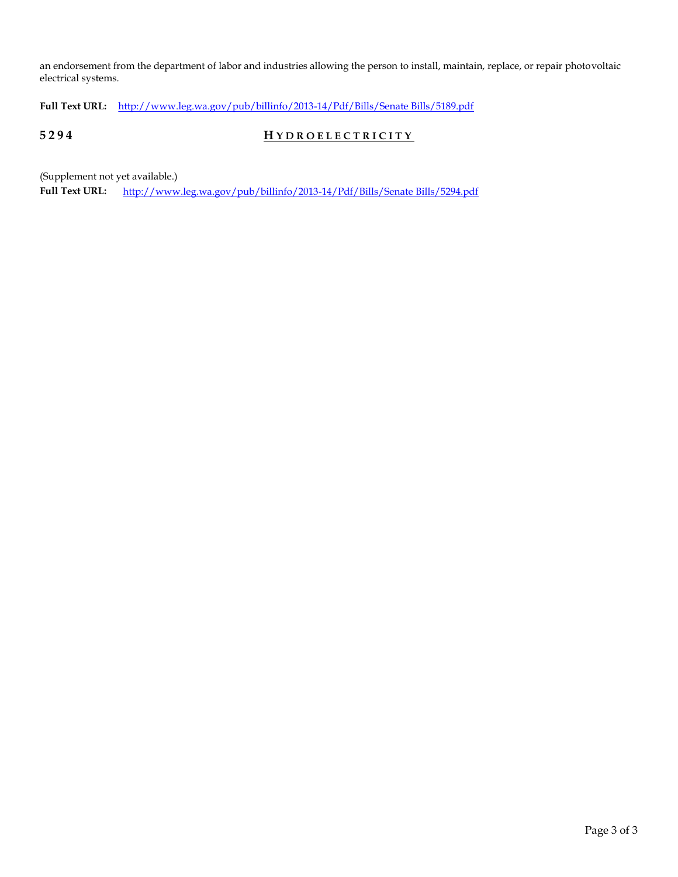an endorsement from the department of labor and industries allowing the person to install, maintain, replace, or repair photovoltaic electrical systems.

**Full Text URL:** http://www.leg.wa.gov/pub/billinfo/2013-14/Pdf/Bills/Senate Bills/5189.pdf

## 5294 HYDROELECTRICITY

(Supplement not yet available.)

**Full Text URL:** http://www.leg.wa.gov/pub/billinfo/2013-14/Pdf/Bills/Senate Bills/5294.pdf